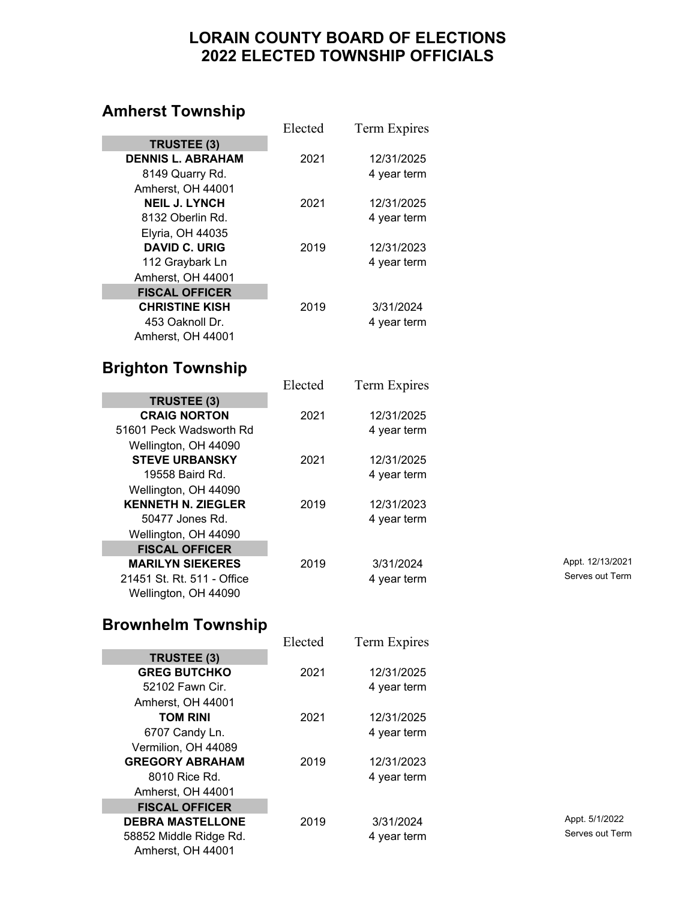# LORAIN COUNTY BOARD OF ELECTIONS
# 2022 ELECTED TOWNSHIP OFFICIALS

## Amherst Township

| | Elected | Term Expires | |
|---|---|---|---|
| **TRUSTEE (3)** | | | |
| **DENNIS L. ABRAHAM** | 2021 | 12/31/2025 | |
| 8149 Quarry Rd. | | 4 year term | |
| Amherst, OH 44001 | | | |
| **NEIL J. LYNCH** | 2021 | 12/31/2025 | |
| 8132 Oberlin Rd. | | 4 year term | |
| Elyria, OH 44035 | | | |
| **DAVID C. URIG** | 2019 | 12/31/2023 | |
| 112 Graybark Ln | | 4 year term | |
| Amherst, OH 44001 | | | |
| **FISCAL OFFICER** | | | |
| **CHRISTINE KISH** | 2019 | 3/31/2024 | |
| 453 Oaknoll Dr. | | 4 year term | |
| Amherst, OH 44001 | | | |

## Brighton Township

| | Elected | Term Expires | |
|---|---|---|---|
| **TRUSTEE (3)** | | | |
| **CRAIG NORTON** | 2021 | 12/31/2025 | |
| 51601 Peck Wadsworth Rd | | 4 year term | |
| Wellington, OH 44090 | | | |
| **STEVE URBANSKY** | 2021 | 12/31/2025 | |
| 19558 Baird Rd. | | 4 year term | |
| Wellington, OH 44090 | | | |
| **KENNETH N. ZIEGLER** | 2019 | 12/31/2023 | |
| 50477 Jones Rd. | | 4 year term | |
| Wellington, OH 44090 | | | |
| **FISCAL OFFICER** | | | |
| **MARILYN SIEKERES** | 2019 | 3/31/2024 | Appt. 12/13/2021 |
| 21451 St. Rt. 511 - Office | | 4 year term | Serves out Term |
| Wellington, OH 44090 | | | |

## Brownhelm Township

| | Elected | Term Expires | |
|---|---|---|---|
| **TRUSTEE (3)** | | | |
| **GREG BUTCHKO** | 2021 | 12/31/2025 | |
| 52102 Fawn Cir. | | 4 year term | |
| Amherst, OH 44001 | | | |
| **TOM RINI** | 2021 | 12/31/2025 | |
| 6707 Candy Ln. | | 4 year term | |
| Vermilion, OH 44089 | | | |
| **GREGORY ABRAHAM** | 2019 | 12/31/2023 | |
| 8010 Rice Rd. | | 4 year term | |
| Amherst, OH 44001 | | | |
| **FISCAL OFFICER** | | | |
| **DEBRA MASTELLONE** | 2019 | 3/31/2024 | Appt. 5/1/2022 |
| 58852 Middle Ridge Rd. | | 4 year term | Serves out Term |
| Amherst, OH 44001 | | | |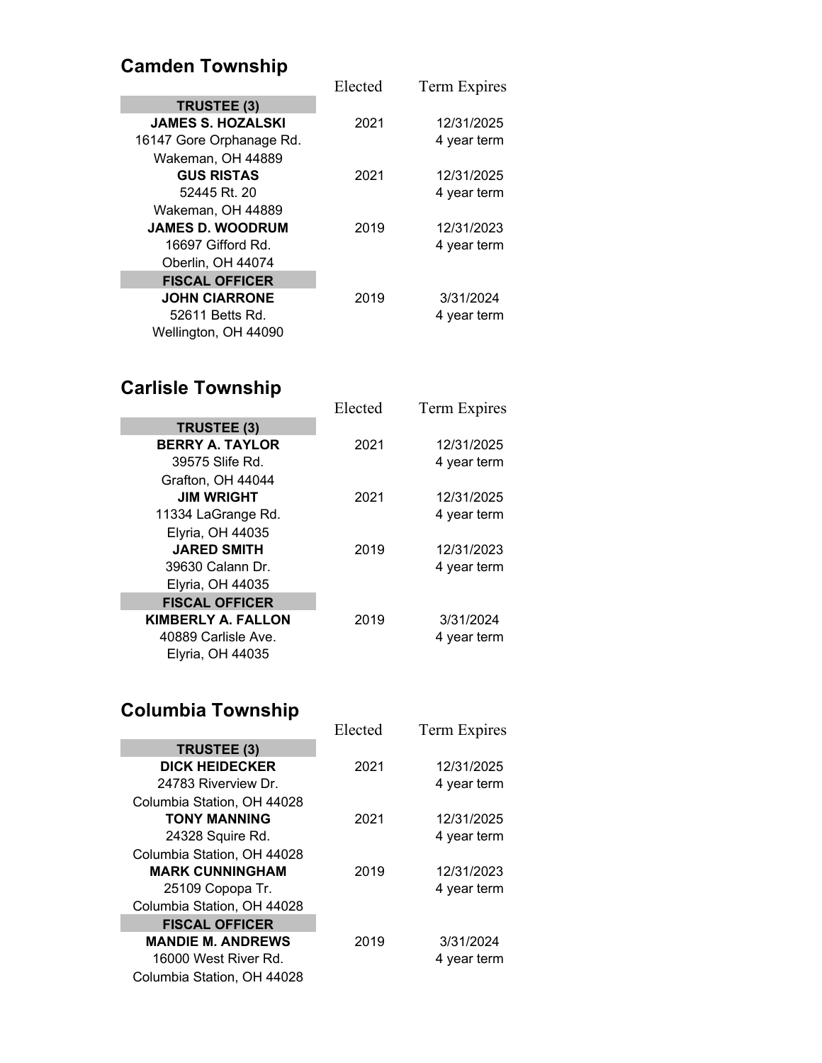## Camden Township

| | Elected | Term Expires |
|---|---|---|
| **TRUSTEE (3)** | | |
| **JAMES S. HOZALSKI** | 2021 | 12/31/2025 |
| 16147 Gore Orphanage Rd. | | 4 year term |
| Wakeman, OH 44889 | | |
| **GUS RISTAS** | 2021 | 12/31/2025 |
| 52445 Rt. 20 | | 4 year term |
| Wakeman, OH 44889 | | |
| **JAMES D. WOODRUM** | 2019 | 12/31/2023 |
| 16697 Gifford Rd. | | 4 year term |
| Oberlin, OH 44074 | | |
| **FISCAL OFFICER** | | |
| **JOHN CIARRONE** | 2019 | 3/31/2024 |
| 52611 Betts Rd. | | 4 year term |
| Wellington, OH 44090 | | |

## Carlisle Township

| | Elected | Term Expires |
|---|---|---|
| **TRUSTEE (3)** | | |
| **BERRY A. TAYLOR** | 2021 | 12/31/2025 |
| 39575 Slife Rd. | | 4 year term |
| Grafton, OH 44044 | | |
| **JIM WRIGHT** | 2021 | 12/31/2025 |
| 11334 LaGrange Rd. | | 4 year term |
| Elyria, OH 44035 | | |
| **JARED SMITH** | 2019 | 12/31/2023 |
| 39630 Calann Dr. | | 4 year term |
| Elyria, OH 44035 | | |
| **FISCAL OFFICER** | | |
| **KIMBERLY A. FALLON** | 2019 | 3/31/2024 |
| 40889 Carlisle Ave. | | 4 year term |
| Elyria, OH 44035 | | |

## Columbia Township

| | Elected | Term Expires |
|---|---|---|
| **TRUSTEE (3)** | | |
| **DICK HEIDECKER** | 2021 | 12/31/2025 |
| 24783 Riverview Dr. | | 4 year term |
| Columbia Station, OH 44028 | | |
| **TONY MANNING** | 2021 | 12/31/2025 |
| 24328 Squire Rd. | | 4 year term |
| Columbia Station, OH 44028 | | |
| **MARK CUNNINGHAM** | 2019 | 12/31/2023 |
| 25109 Copopa Tr. | | 4 year term |
| Columbia Station, OH 44028 | | |
| **FISCAL OFFICER** | | |
| **MANDIE M. ANDREWS** | 2019 | 3/31/2024 |
| 16000 West River Rd. | | 4 year term |
| Columbia Station, OH 44028 | | |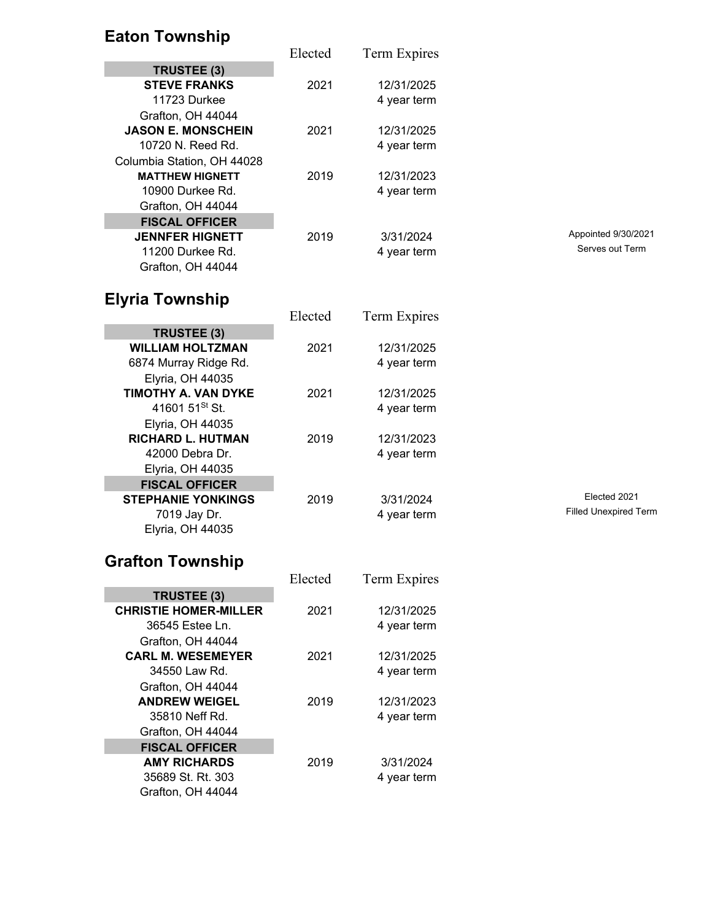## Eaton Township

| | Elected | Term Expires | |
|---|---|---|---|
| **TRUSTEE (3)** | | | |
| **STEVE FRANKS** | 2021 | 12/31/2025 | |
| 11723 Durkee | | 4 year term | |
| Grafton, OH 44044 | | | |
| **JASON E. MONSCHEIN** | 2021 | 12/31/2025 | |
| 10720 N. Reed Rd. | | 4 year term | |
| Columbia Station, OH 44028 | | | |
| **MATTHEW HIGNETT** | 2019 | 12/31/2023 | |
| 10900 Durkee Rd. | | 4 year term | |
| Grafton, OH 44044 | | | |
| **FISCAL OFFICER** | | | |
| **JENNFER HIGNETT** | 2019 | 3/31/2024 | Appointed 9/30/2021 |
| 11200 Durkee Rd. | | 4 year term | Serves out Term |
| Grafton, OH 44044 | | | |

## Elyria Township

| | Elected | Term Expires | |
|---|---|---|---|
| **TRUSTEE (3)** | | | |
| **WILLIAM HOLTZMAN** | 2021 | 12/31/2025 | |
| 6874 Murray Ridge Rd. | | 4 year term | |
| Elyria, OH 44035 | | | |
| **TIMOTHY A. VAN DYKE** | 2021 | 12/31/2025 | |
| 41601 51St St. | | 4 year term | |
| Elyria, OH 44035 | | | |
| **RICHARD L. HUTMAN** | 2019 | 12/31/2023 | |
| 42000 Debra Dr. | | 4 year term | |
| Elyria, OH 44035 | | | |
| **FISCAL OFFICER** | | | |
| **STEPHANIE YONKINGS** | 2019 | 3/31/2024 | Elected 2021 |
| 7019 Jay Dr. | | 4 year term | Filled Unexpired Term |
| Elyria, OH 44035 | | | |

## Grafton Township

| | Elected | Term Expires |
|---|---|---|
| **TRUSTEE (3)** | | |
| **CHRISTIE HOMER-MILLER** | 2021 | 12/31/2025 |
| 36545 Estee Ln. | | 4 year term |
| Grafton, OH 44044 | | |
| **CARL M. WESEMEYER** | 2021 | 12/31/2025 |
| 34550 Law Rd. | | 4 year term |
| Grafton, OH 44044 | | |
| **ANDREW WEIGEL** | 2019 | 12/31/2023 |
| 35810 Neff Rd. | | 4 year term |
| Grafton, OH 44044 | | |
| **FISCAL OFFICER** | | |
| **AMY RICHARDS** | 2019 | 3/31/2024 |
| 35689 St. Rt. 303 | | 4 year term |
| Grafton, OH 44044 | | |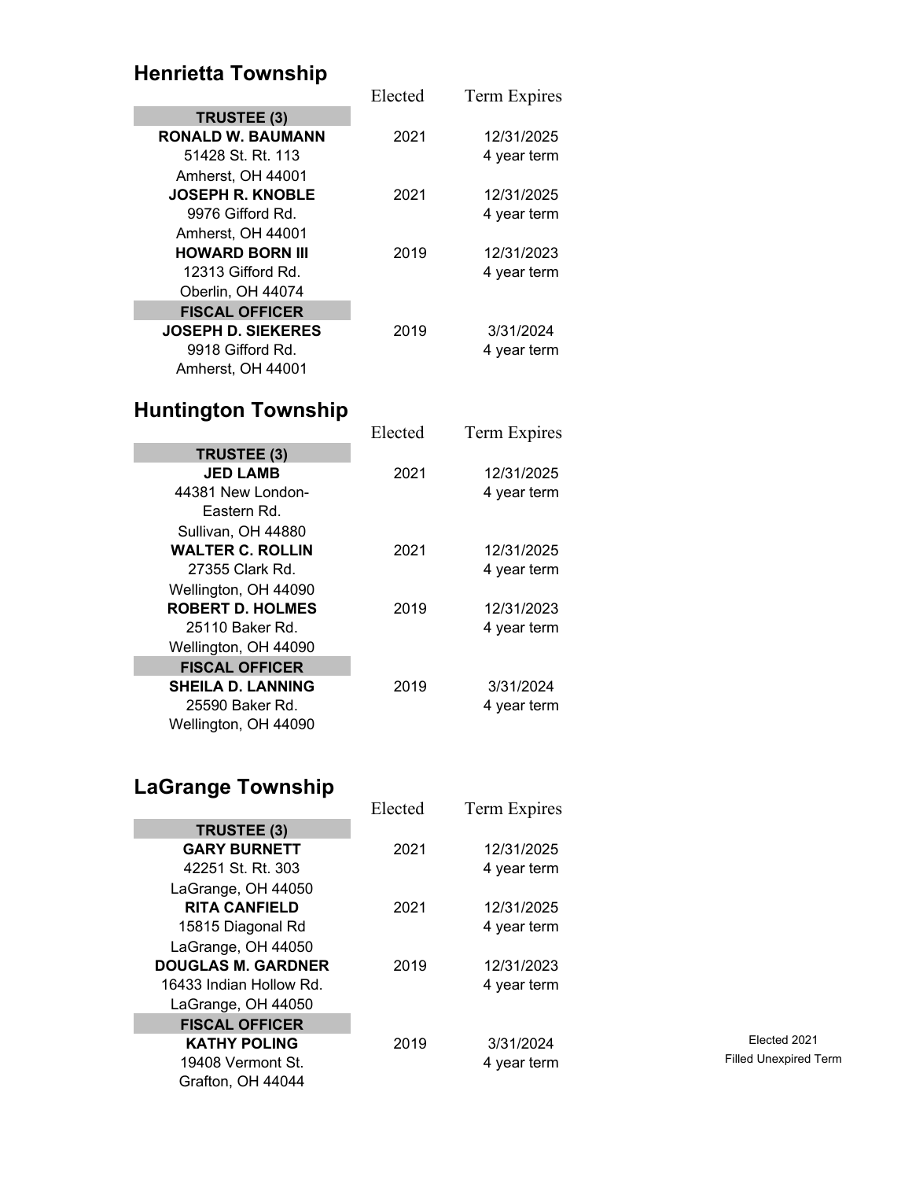## Henrietta Township

| | Elected | Term Expires |
|---|---|---|
| **TRUSTEE (3)** | | |
| **RONALD W. BAUMANN** | 2021 | 12/31/2025 |
| 51428 St. Rt. 113 | | 4 year term |
| Amherst, OH 44001 | | |
| **JOSEPH R. KNOBLE** | 2021 | 12/31/2025 |
| 9976 Gifford Rd. | | 4 year term |
| Amherst, OH 44001 | | |
| **HOWARD BORN III** | 2019 | 12/31/2023 |
| 12313 Gifford Rd. | | 4 year term |
| Oberlin, OH 44074 | | |
| **FISCAL OFFICER** | | |
| **JOSEPH D. SIEKERES** | 2019 | 3/31/2024 |
| 9918 Gifford Rd. | | 4 year term |
| Amherst, OH 44001 | | |

## Huntington Township

| | Elected | Term Expires |
|---|---|---|
| **TRUSTEE (3)** | | |
| **JED LAMB** | 2021 | 12/31/2025 |
| 44381 New London-Eastern Rd. | | 4 year term |
| Sullivan, OH 44880 | | |
| **WALTER C. ROLLIN** | 2021 | 12/31/2025 |
| 27355 Clark Rd. | | 4 year term |
| Wellington, OH 44090 | | |
| **ROBERT D. HOLMES** | 2019 | 12/31/2023 |
| 25110 Baker Rd. | | 4 year term |
| Wellington, OH 44090 | | |
| **FISCAL OFFICER** | | |
| **SHEILA D. LANNING** | 2019 | 3/31/2024 |
| 25590 Baker Rd. | | 4 year term |
| Wellington, OH 44090 | | |

## LaGrange Township

| | Elected | Term Expires | |
|---|---|---|---|
| **TRUSTEE (3)** | | | |
| **GARY BURNETT** | 2021 | 12/31/2025 | |
| 42251 St. Rt. 303 | | 4 year term | |
| LaGrange, OH 44050 | | | |
| **RITA CANFIELD** | 2021 | 12/31/2025 | |
| 15815 Diagonal Rd | | 4 year term | |
| LaGrange, OH 44050 | | | |
| **DOUGLAS M. GARDNER** | 2019 | 12/31/2023 | |
| 16433 Indian Hollow Rd. | | 4 year term | |
| LaGrange, OH 44050 | | | |
| **FISCAL OFFICER** | | | |
| **KATHY POLING** | 2019 | 3/31/2024 | Elected 2021 |
| 19408 Vermont St. | | 4 year term | Filled Unexpired Term |
| Grafton, OH 44044 | | | |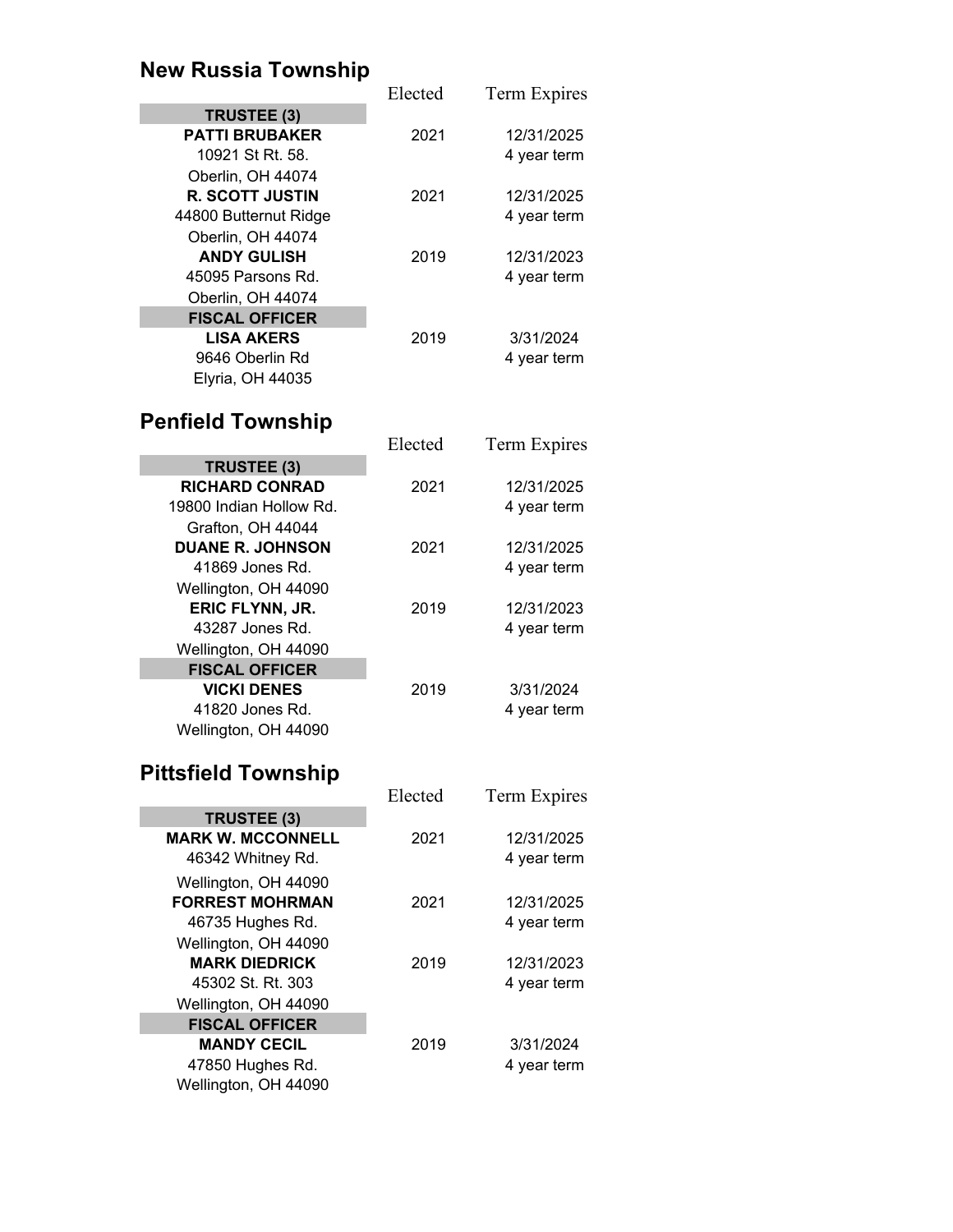## New Russia Township

| | Elected | Term Expires |
|---|---|---|
| **TRUSTEE (3)** | | |
| **PATTI BRUBAKER** | 2021 | 12/31/2025 |
| 10921 St Rt. 58. | | 4 year term |
| Oberlin, OH 44074 | | |
| **R. SCOTT JUSTIN** | 2021 | 12/31/2025 |
| 44800 Butternut Ridge | | 4 year term |
| Oberlin, OH 44074 | | |
| **ANDY GULISH** | 2019 | 12/31/2023 |
| 45095 Parsons Rd. | | 4 year term |
| Oberlin, OH 44074 | | |
| **FISCAL OFFICER** | | |
| **LISA AKERS** | 2019 | 3/31/2024 |
| 9646 Oberlin Rd | | 4 year term |
| Elyria, OH 44035 | | |

## Penfield Township

| | Elected | Term Expires |
|---|---|---|
| **TRUSTEE (3)** | | |
| **RICHARD CONRAD** | 2021 | 12/31/2025 |
| 19800 Indian Hollow Rd. | | 4 year term |
| Grafton, OH 44044 | | |
| **DUANE R. JOHNSON** | 2021 | 12/31/2025 |
| 41869 Jones Rd. | | 4 year term |
| Wellington, OH 44090 | | |
| **ERIC FLYNN, JR.** | 2019 | 12/31/2023 |
| 43287 Jones Rd. | | 4 year term |
| Wellington, OH 44090 | | |
| **FISCAL OFFICER** | | |
| **VICKI DENES** | 2019 | 3/31/2024 |
| 41820 Jones Rd. | | 4 year term |
| Wellington, OH 44090 | | |

## Pittsfield Township

| | Elected | Term Expires |
|---|---|---|
| **TRUSTEE (3)** | | |
| **MARK W. MCCONNELL** | 2021 | 12/31/2025 |
| 46342 Whitney Rd. | | 4 year term |
| Wellington, OH 44090 | | |
| **FORREST MOHRMAN** | 2021 | 12/31/2025 |
| 46735 Hughes Rd. | | 4 year term |
| Wellington, OH 44090 | | |
| **MARK DIEDRICK** | 2019 | 12/31/2023 |
| 45302 St. Rt. 303 | | 4 year term |
| Wellington, OH 44090 | | |
| **FISCAL OFFICER** | | |
| **MANDY CECIL** | 2019 | 3/31/2024 |
| 47850 Hughes Rd. | | 4 year term |
| Wellington, OH 44090 | | |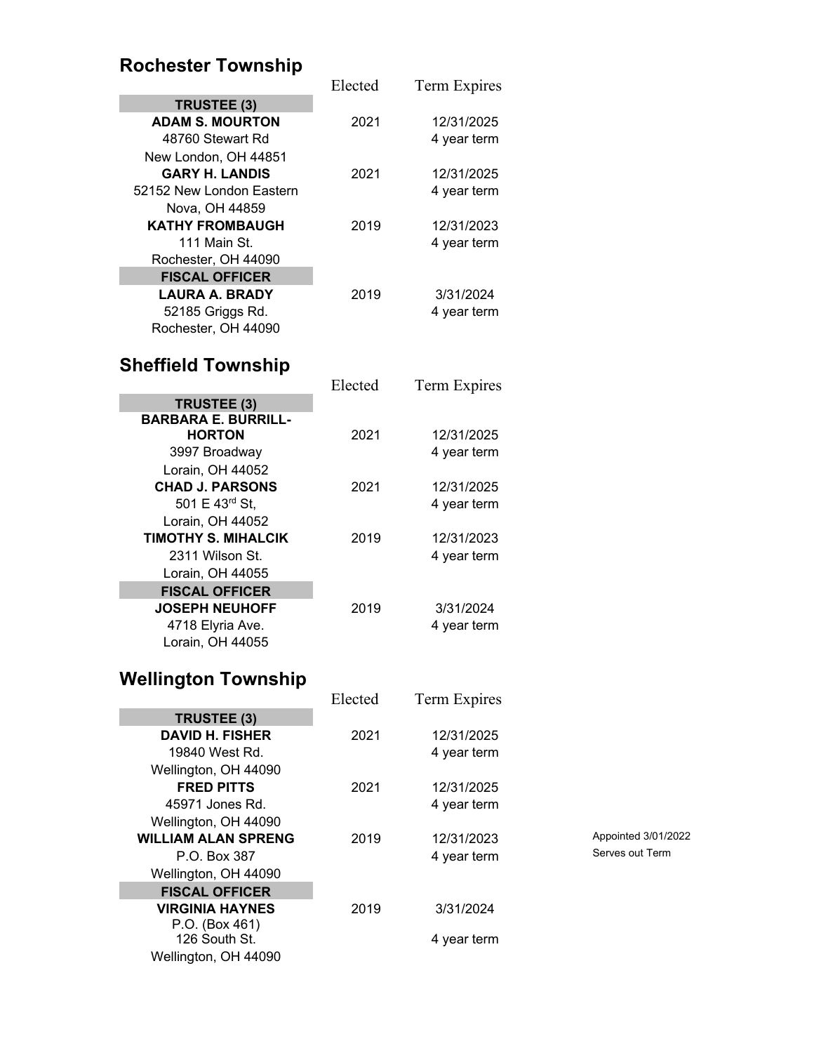## Rochester Township

| | Elected | Term Expires | |
|---|---|---|---|
| **TRUSTEE (3)** | | | |
| **ADAM S. MOURTON** | 2021 | 12/31/2025 | |
| 48760 Stewart Rd | | 4 year term | |
| New London, OH 44851 | | | |
| **GARY H. LANDIS** | 2021 | 12/31/2025 | |
| 52152 New London Eastern | | 4 year term | |
| Nova, OH 44859 | | | |
| **KATHY FROMBAUGH** | 2019 | 12/31/2023 | |
| 111 Main St. | | 4 year term | |
| Rochester, OH 44090 | | | |
| **FISCAL OFFICER** | | | |
| **LAURA A. BRADY** | 2019 | 3/31/2024 | |
| 52185 Griggs Rd. | | 4 year term | |
| Rochester, OH 44090 | | | |

## Sheffield Township

| | Elected | Term Expires | |
|---|---|---|---|
| **TRUSTEE (3)** | | | |
| **BARBARA E. BURRILL-HORTON** | 2021 | 12/31/2025 | |
| 3997 Broadway | | 4 year term | |
| Lorain, OH 44052 | | | |
| **CHAD J. PARSONS** | 2021 | 12/31/2025 | |
| 501 E 43rd St, | | 4 year term | |
| Lorain, OH 44052 | | | |
| **TIMOTHY S. MIHALCIK** | 2019 | 12/31/2023 | |
| 2311 Wilson St. | | 4 year term | |
| Lorain, OH 44055 | | | |
| **FISCAL OFFICER** | | | |
| **JOSEPH NEUHOFF** | 2019 | 3/31/2024 | |
| 4718 Elyria Ave. | | 4 year term | |
| Lorain, OH 44055 | | | |

## Wellington Township

| | Elected | Term Expires | |
|---|---|---|---|
| **TRUSTEE (3)** | | | |
| **DAVID H. FISHER** | 2021 | 12/31/2025 | |
| 19840 West Rd. | | 4 year term | |
| Wellington, OH 44090 | | | |
| **FRED PITTS** | 2021 | 12/31/2025 | |
| 45971 Jones Rd. | | 4 year term | |
| Wellington, OH 44090 | | | |
| **WILLIAM ALAN SPRENG** | 2019 | 12/31/2023 | Appointed 3/01/2022 |
| P.O. Box 387 | | 4 year term | Serves out Term |
| Wellington, OH 44090 | | | |
| **FISCAL OFFICER** | | | |
| **VIRGINIA HAYNES** | 2019 | 3/31/2024 | |
| P.O. (Box 461) 126 South St. | | 4 year term | |
| Wellington, OH 44090 | | | |